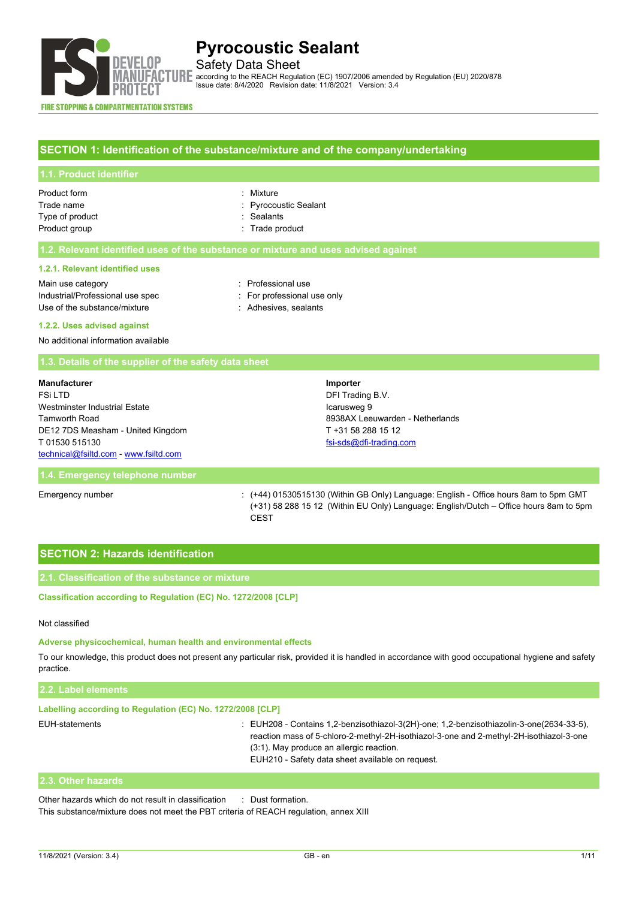# Pyrocoustic Sealant

Safety Data Sheet

according to the REACH Regulation (EC) 1907/2006 amended by Regulation (EU) 2020/878

Issue date: 8/4/2020 Revision date: 11/8/2021 Version: 3.4

FIRE STOPPING & COMPARTMENTATION SYSTEMS

## SECTION 1: Identification of the substance/mixture and of the company/undertaking

### 1.1. Product identifier

| | |
|---|---|
| Product form | : Mixture |
| Trade name | : Pyrocoustic Sealant |
| Type of product | : Sealants |
| Product group | : Trade product |

### 1.2. Relevant identified uses of the substance or mixture and uses advised against

#### 1.2.1. Relevant identified uses

| | |
|---|---|
| Main use category | : Professional use |
| Industrial/Professional use spec | : For professional use only |
| Use of the substance/mixture | : Adhesives, sealants |

#### 1.2.2. Uses advised against

No additional information available

### 1.3. Details of the supplier of the safety data sheet

**Manufacturer**
FSi LTD
Westminster Industrial Estate
Tamworth Road
DE12 7DS Measham - United Kingdom
T 01530 515130
technical@fsiltd.com - www.fsiltd.com

**Importer**
DFI Trading B.V.
Icarusweg 9
8938AX Leeuwarden - Netherlands
T +31 58 288 15 12
fsi-sds@dfi-trading.com

### 1.4. Emergency telephone number

Emergency number : (+44) 01530515130 (Within GB Only) Language: English - Office hours 8am to 5pm GMT
(+31) 58 288 15 12 (Within EU Only) Language: English/Dutch – Office hours 8am to 5pm CEST

## SECTION 2: Hazards identification

### 2.1. Classification of the substance or mixture

#### Classification according to Regulation (EC) No. 1272/2008 [CLP]

Not classified

#### Adverse physicochemical, human health and environmental effects

To our knowledge, this product does not present any particular risk, provided it is handled in accordance with good occupational hygiene and safety practice.

### 2.2. Label elements

#### Labelling according to Regulation (EC) No. 1272/2008 [CLP]

EUH-statements : EUH208 - Contains 1,2-benzisothiazol-3(2H)-one; 1,2-benzisothiazolin-3-one(2634-33-5), reaction mass of 5-chloro-2-methyl-2H-isothiazol-3-one and 2-methyl-2H-isothiazol-3-one (3:1). May produce an allergic reaction.
EUH210 - Safety data sheet available on request.

### 2.3. Other hazards

Other hazards which do not result in classification : Dust formation.

This substance/mixture does not meet the PBT criteria of REACH regulation, annex XIII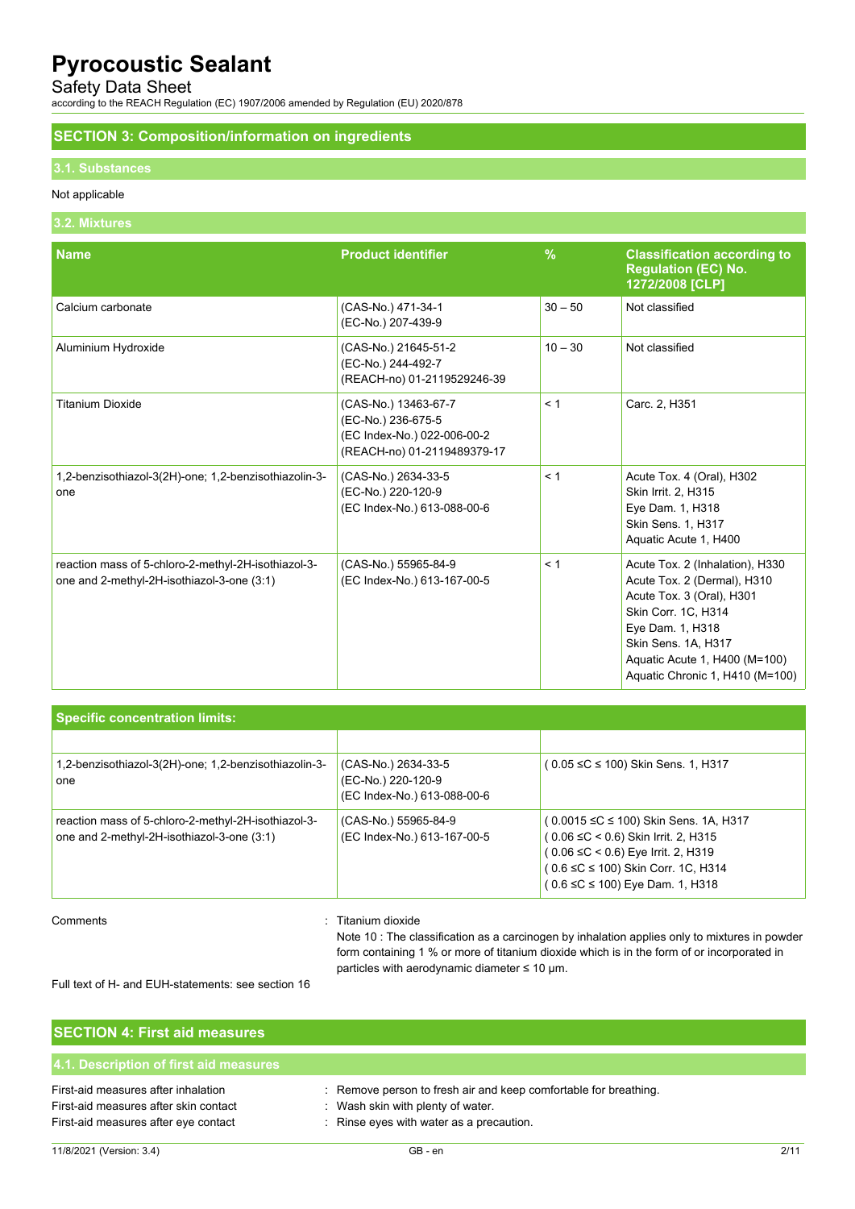## SECTION 3: Composition/information on ingredients

### 3.1. Substances

Not applicable

### 3.2. Mixtures

| Name | Product identifier | % | Classification according to Regulation (EC) No. 1272/2008 [CLP] |
|---|---|---|---|
| Calcium carbonate | (CAS-No.) 471-34-1<br>(EC-No.) 207-439-9 | 30 – 50 | Not classified |
| Aluminium Hydroxide | (CAS-No.) 21645-51-2<br>(EC-No.) 244-492-7<br>(REACH-no) 01-2119529246-39 | 10 – 30 | Not classified |
| Titanium Dioxide | (CAS-No.) 13463-67-7<br>(EC-No.) 236-675-5<br>(EC Index-No.) 022-006-00-2<br>(REACH-no) 01-2119489379-17 | < 1 | Carc. 2, H351 |
| 1,2-benzisothiazol-3(2H)-one; 1,2-benzisothiazolin-3-one | (CAS-No.) 2634-33-5<br>(EC-No.) 220-120-9<br>(EC Index-No.) 613-088-00-6 | < 1 | Acute Tox. 4 (Oral), H302<br>Skin Irrit. 2, H315<br>Eye Dam. 1, H318<br>Skin Sens. 1, H317<br>Aquatic Acute 1, H400 |
| reaction mass of 5-chloro-2-methyl-2H-isothiazol-3-one and 2-methyl-2H-isothiazol-3-one (3:1) | (CAS-No.) 55965-84-9<br>(EC Index-No.) 613-167-00-5 | < 1 | Acute Tox. 2 (Inhalation), H330<br>Acute Tox. 2 (Dermal), H310<br>Acute Tox. 3 (Oral), H301<br>Skin Corr. 1C, H314<br>Eye Dam. 1, H318<br>Skin Sens. 1A, H317<br>Aquatic Acute 1, H400 (M=100)<br>Aquatic Chronic 1, H410 (M=100) |

| Specific concentration limits: | | |
|---|---|---|
| | | |
| 1,2-benzisothiazol-3(2H)-one; 1,2-benzisothiazolin-3-one | (CAS-No.) 2634-33-5<br>(EC-No.) 220-120-9<br>(EC Index-No.) 613-088-00-6 | ( 0.05 ≤C ≤ 100) Skin Sens. 1, H317 |
| reaction mass of 5-chloro-2-methyl-2H-isothiazol-3-one and 2-methyl-2H-isothiazol-3-one (3:1) | (CAS-No.) 55965-84-9<br>(EC Index-No.) 613-167-00-5 | ( 0.0015 ≤C ≤ 100) Skin Sens. 1A, H317<br>( 0.06 ≤C < 0.6) Skin Irrit. 2, H315<br>( 0.06 ≤C < 0.6) Eye Irrit. 2, H319<br>( 0.6 ≤C ≤ 100) Skin Corr. 1C, H314<br>( 0.6 ≤C ≤ 100) Eye Dam. 1, H318 |

Comments : Titanium dioxide
Note 10 : The classification as a carcinogen by inhalation applies only to mixtures in powder form containing 1 % or more of titanium dioxide which is in the form of or incorporated in particles with aerodynamic diameter ≤ 10 μm.

Full text of H- and EUH-statements: see section 16

## SECTION 4: First aid measures

### 4.1. Description of first aid measures

First-aid measures after inhalation : Remove person to fresh air and keep comfortable for breathing.

First-aid measures after skin contact : Wash skin with plenty of water.

First-aid measures after eye contact : Rinse eyes with water as a precaution.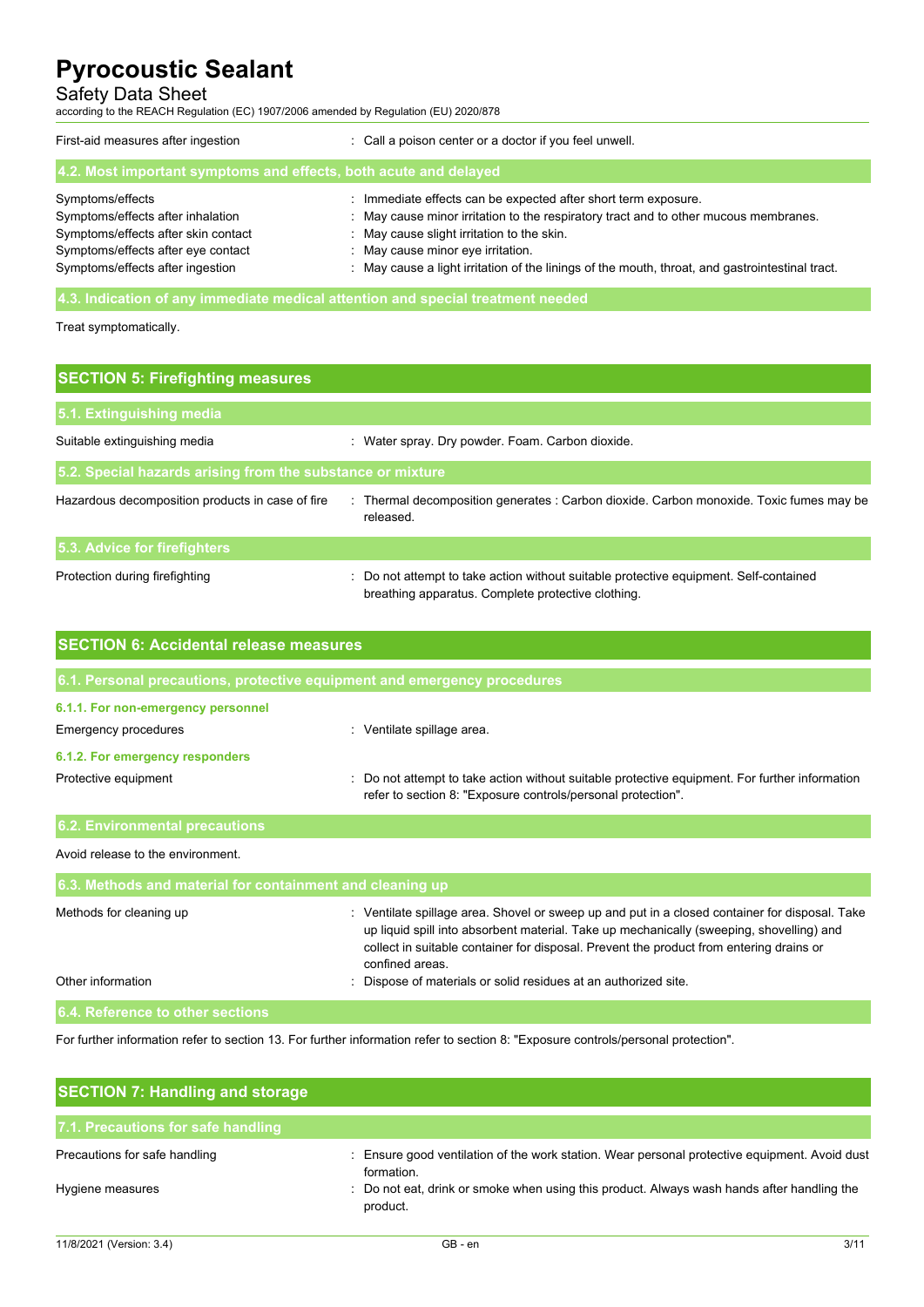| | |
|---|---|
| First-aid measures after ingestion | : Call a poison center or a doctor if you feel unwell. |

### 4.2. Most important symptoms and effects, both acute and delayed

| | |
|---|---|
| Symptoms/effects | : Immediate effects can be expected after short term exposure. |
| Symptoms/effects after inhalation | : May cause minor irritation to the respiratory tract and to other mucous membranes. |
| Symptoms/effects after skin contact | : May cause slight irritation to the skin. |
| Symptoms/effects after eye contact | : May cause minor eye irritation. |
| Symptoms/effects after ingestion | : May cause a light irritation of the linings of the mouth, throat, and gastrointestinal tract. |

### 4.3. Indication of any immediate medical attention and special treatment needed

Treat symptomatically.

## SECTION 5: Firefighting measures

### 5.1. Extinguishing media

| | |
|---|---|
| Suitable extinguishing media | : Water spray. Dry powder. Foam. Carbon dioxide. |

### 5.2. Special hazards arising from the substance or mixture

| | |
|---|---|
| Hazardous decomposition products in case of fire | : Thermal decomposition generates : Carbon dioxide. Carbon monoxide. Toxic fumes may be released. |

### 5.3. Advice for firefighters

| | |
|---|---|
| Protection during firefighting | : Do not attempt to take action without suitable protective equipment. Self-contained breathing apparatus. Complete protective clothing. |

## SECTION 6: Accidental release measures

### 6.1. Personal precautions, protective equipment and emergency procedures

#### 6.1.1. For non-emergency personnel

| | |
|---|---|
| Emergency procedures | : Ventilate spillage area. |

#### 6.1.2. For emergency responders

| | |
|---|---|
| Protective equipment | : Do not attempt to take action without suitable protective equipment. For further information refer to section 8: "Exposure controls/personal protection". |

### 6.2. Environmental precautions

Avoid release to the environment.

### 6.3. Methods and material for containment and cleaning up

| | |
|---|---|
| Methods for cleaning up | : Ventilate spillage area. Shovel or sweep up and put in a closed container for disposal. Take up liquid spill into absorbent material. Take up mechanically (sweeping, shovelling) and collect in suitable container for disposal. Prevent the product from entering drains or confined areas. |
| Other information | : Dispose of materials or solid residues at an authorized site. |

### 6.4. Reference to other sections

For further information refer to section 13. For further information refer to section 8: "Exposure controls/personal protection".

## SECTION 7: Handling and storage

### 7.1. Precautions for safe handling

| | |
|---|---|
| Precautions for safe handling | : Ensure good ventilation of the work station. Wear personal protective equipment. Avoid dust formation. |
| Hygiene measures | : Do not eat, drink or smoke when using this product. Always wash hands after handling the product. |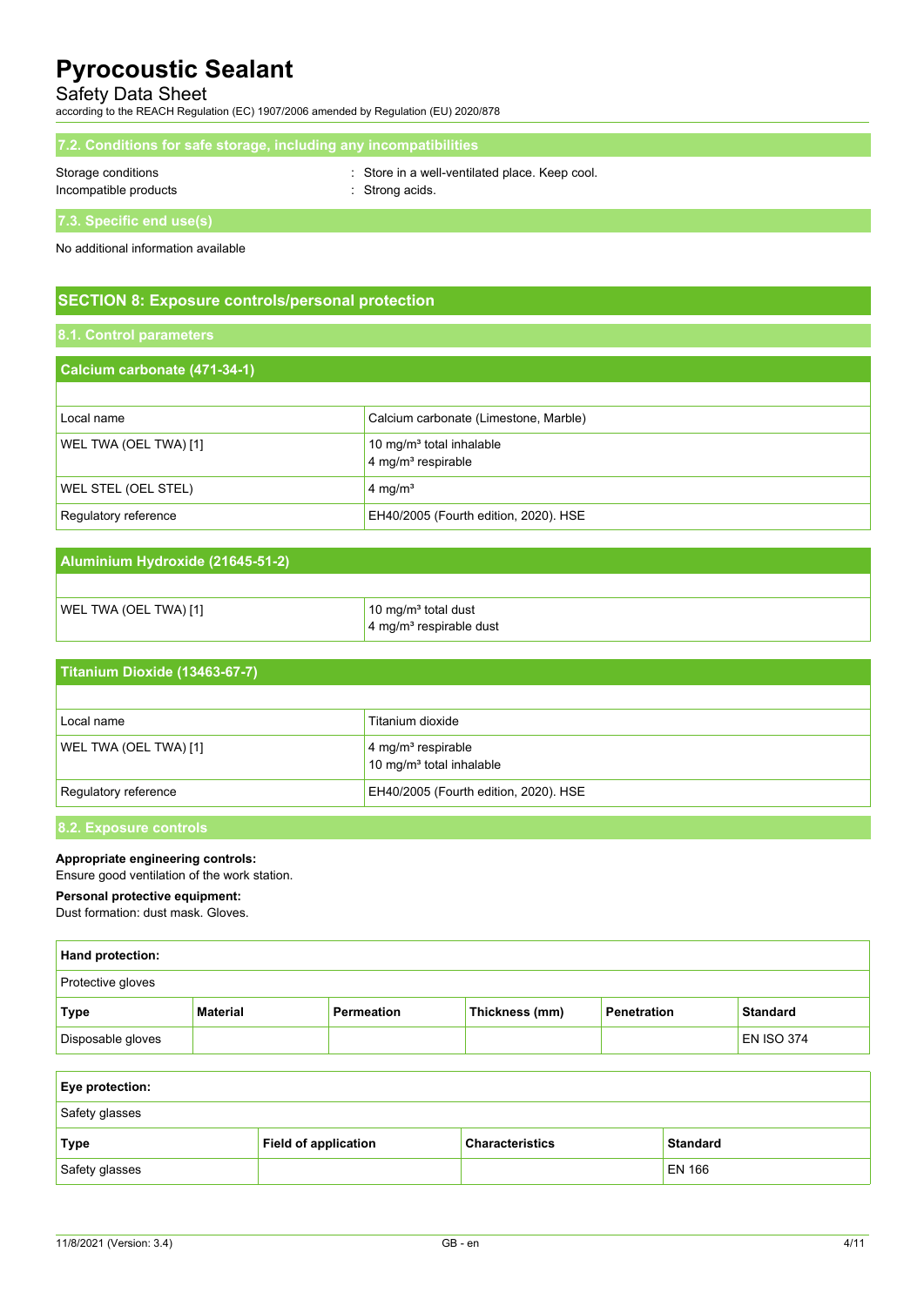### 7.2. Conditions for safe storage, including any incompatibilities

Storage conditions : Store in a well-ventilated place. Keep cool.
Incompatible products : Strong acids.

### 7.3. Specific end use(s)

No additional information available

## SECTION 8: Exposure controls/personal protection

### 8.1. Control parameters

| Calcium carbonate (471-34-1) | |
|---|---|
| Local name | Calcium carbonate (Limestone, Marble) |
| WEL TWA (OEL TWA) [1] | 10 mg/m³ total inhalable<br>4 mg/m³ respirable |
| WEL STEL (OEL STEL) | 4 mg/m³ |
| Regulatory reference | EH40/2005 (Fourth edition, 2020). HSE |

| Aluminium Hydroxide (21645-51-2) | |
|---|---|
| WEL TWA (OEL TWA) [1] | 10 mg/m³ total dust<br>4 mg/m³ respirable dust |

| Titanium Dioxide (13463-67-7) | |
|---|---|
| Local name | Titanium dioxide |
| WEL TWA (OEL TWA) [1] | 4 mg/m³ respirable<br>10 mg/m³ total inhalable |
| Regulatory reference | EH40/2005 (Fourth edition, 2020). HSE |

### 8.2. Exposure controls

**Appropriate engineering controls:**
Ensure good ventilation of the work station.

**Personal protective equipment:**
Dust formation: dust mask. Gloves.

| Hand protection: | | | | | |
|---|---|---|---|---|---|
| Protective gloves | | | | | |
| **Type** | **Material** | **Permeation** | **Thickness (mm)** | **Penetration** | **Standard** |
| Disposable gloves | | | | | EN ISO 374 |

| Eye protection: | | | |
|---|---|---|---|
| Safety glasses | | | |
| **Type** | **Field of application** | **Characteristics** | **Standard** |
| Safety glasses | | | EN 166 |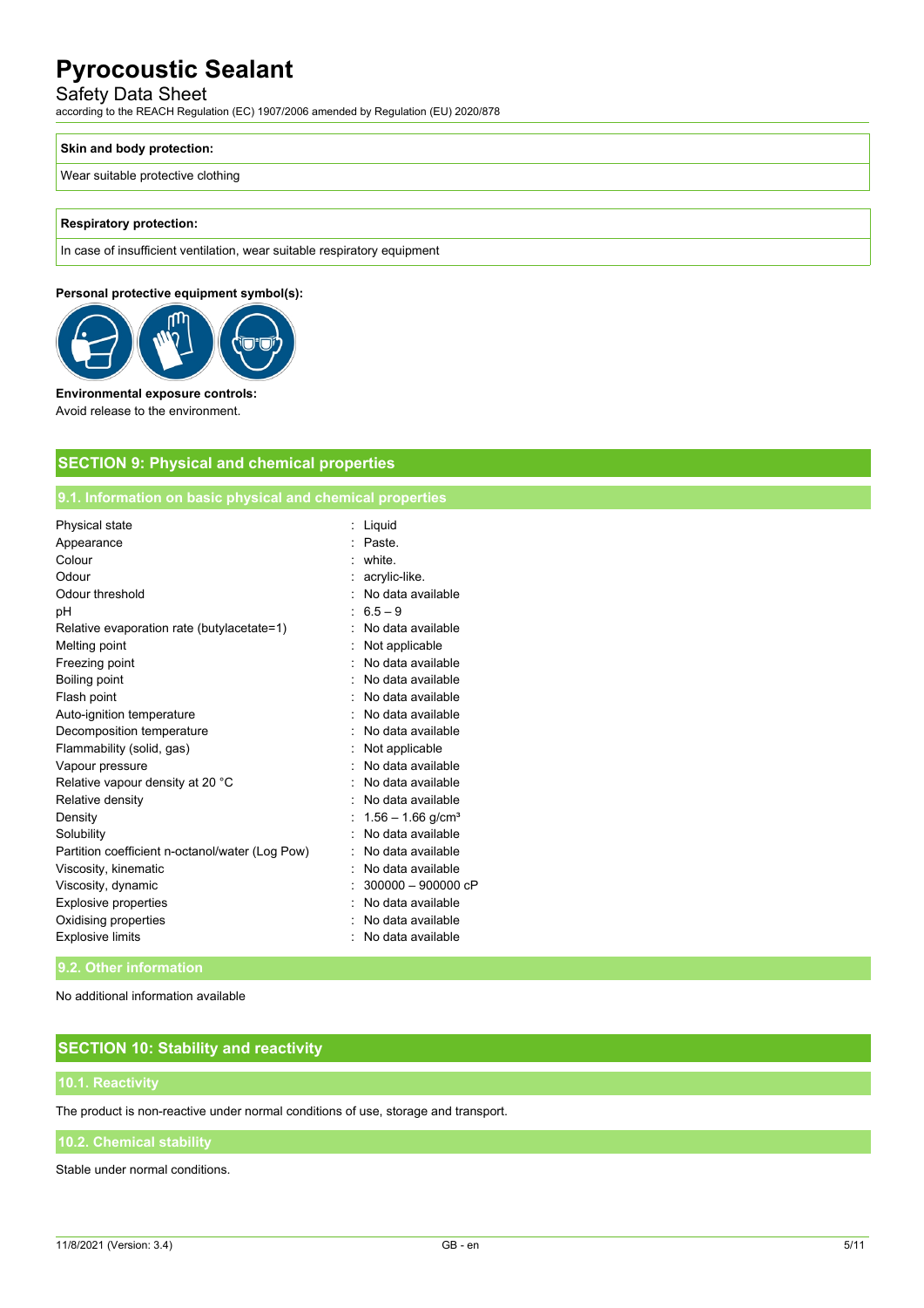| Skin and body protection: |
| --- |
| Wear suitable protective clothing |

| Respiratory protection: |
| --- |
| In case of insufficient ventilation, wear suitable respiratory equipment |

**Personal protective equipment symbol(s):**

**Environmental exposure controls:**

Avoid release to the environment.

## SECTION 9: Physical and chemical properties

### 9.1. Information on basic physical and chemical properties

| | |
| --- | --- |
| Physical state | : Liquid |
| Appearance | : Paste. |
| Colour | : white. |
| Odour | : acrylic-like. |
| Odour threshold | : No data available |
| pH | : 6.5 – 9 |
| Relative evaporation rate (butylacetate=1) | : No data available |
| Melting point | : Not applicable |
| Freezing point | : No data available |
| Boiling point | : No data available |
| Flash point | : No data available |
| Auto-ignition temperature | : No data available |
| Decomposition temperature | : No data available |
| Flammability (solid, gas) | : Not applicable |
| Vapour pressure | : No data available |
| Relative vapour density at 20 °C | : No data available |
| Relative density | : No data available |
| Density | : 1.56 – 1.66 g/cm³ |
| Solubility | : No data available |
| Partition coefficient n-octanol/water (Log Pow) | : No data available |
| Viscosity, kinematic | : No data available |
| Viscosity, dynamic | : 300000 – 900000 cP |
| Explosive properties | : No data available |
| Oxidising properties | : No data available |
| Explosive limits | : No data available |

### 9.2. Other information

No additional information available

## SECTION 10: Stability and reactivity

### 10.1. Reactivity

The product is non-reactive under normal conditions of use, storage and transport.

### 10.2. Chemical stability

Stable under normal conditions.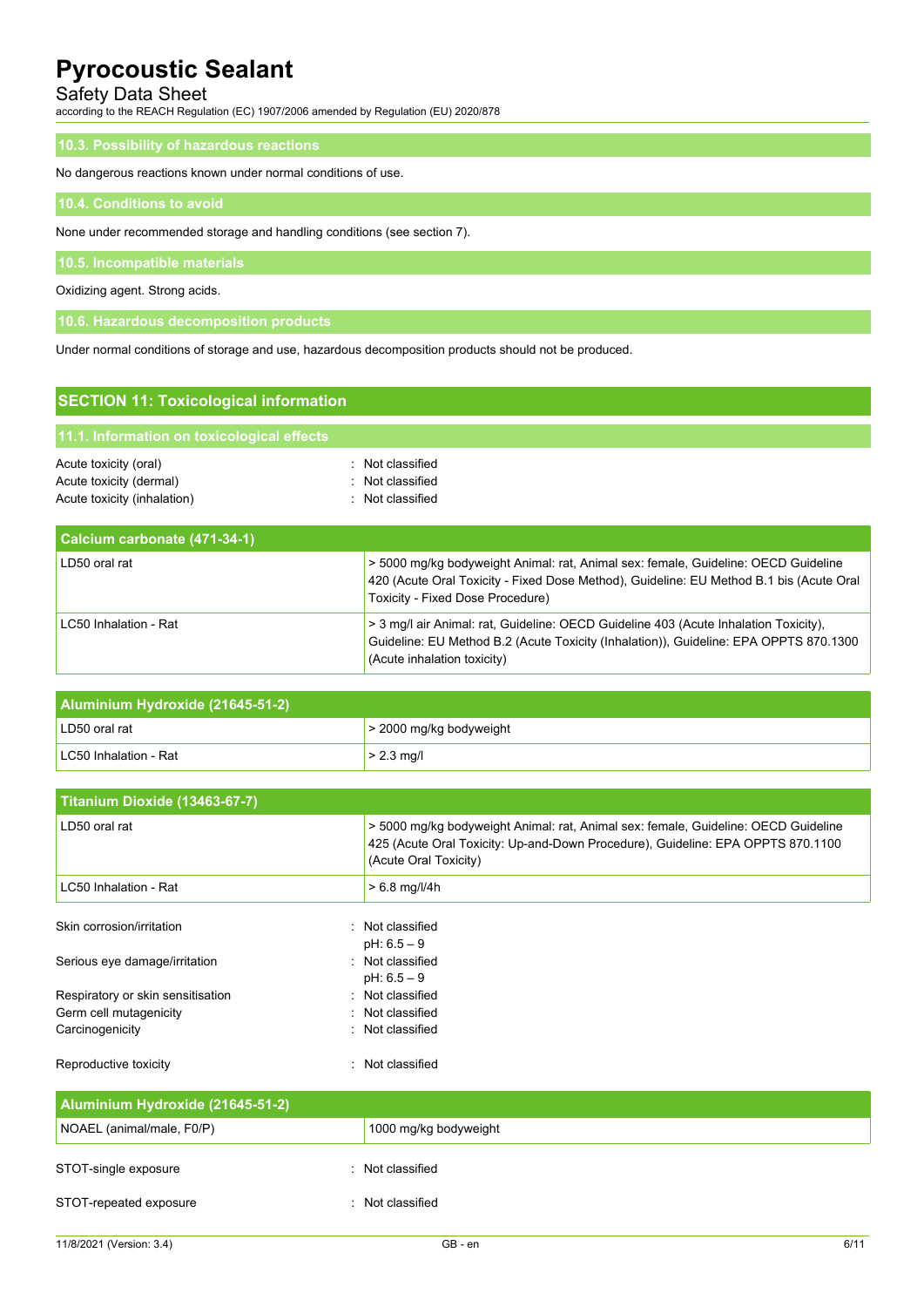### 10.3. Possibility of hazardous reactions

No dangerous reactions known under normal conditions of use.

### 10.4. Conditions to avoid

None under recommended storage and handling conditions (see section 7).

### 10.5. Incompatible materials

Oxidizing agent. Strong acids.

### 10.6. Hazardous decomposition products

Under normal conditions of storage and use, hazardous decomposition products should not be produced.

## SECTION 11: Toxicological information

### 11.1. Information on toxicological effects

Acute toxicity (oral) : Not classified
Acute toxicity (dermal) : Not classified
Acute toxicity (inhalation) : Not classified

| Calcium carbonate (471-34-1) | |
|---|---|
| LD50 oral rat | > 5000 mg/kg bodyweight Animal: rat, Animal sex: female, Guideline: OECD Guideline 420 (Acute Oral Toxicity - Fixed Dose Method), Guideline: EU Method B.1 bis (Acute Oral Toxicity - Fixed Dose Procedure) |
| LC50 Inhalation - Rat | > 3 mg/l air Animal: rat, Guideline: OECD Guideline 403 (Acute Inhalation Toxicity), Guideline: EU Method B.2 (Acute Toxicity (Inhalation)), Guideline: EPA OPPTS 870.1300 (Acute inhalation toxicity) |

| Aluminium Hydroxide (21645-51-2) | |
|---|---|
| LD50 oral rat | > 2000 mg/kg bodyweight |
| LC50 Inhalation - Rat | > 2.3 mg/l |

| Titanium Dioxide (13463-67-7) | |
|---|---|
| LD50 oral rat | > 5000 mg/kg bodyweight Animal: rat, Animal sex: female, Guideline: OECD Guideline 425 (Acute Oral Toxicity: Up-and-Down Procedure), Guideline: EPA OPPTS 870.1100 (Acute Oral Toxicity) |
| LC50 Inhalation - Rat | > 6.8 mg/l/4h |

Skin corrosion/irritation : Not classified
pH: 6.5 – 9
Serious eye damage/irritation : Not classified
pH: 6.5 – 9
Respiratory or skin sensitisation : Not classified
Germ cell mutagenicity : Not classified
Carcinogenicity : Not classified

Reproductive toxicity : Not classified

| Aluminium Hydroxide (21645-51-2) | |
|---|---|
| NOAEL (animal/male, F0/P) | 1000 mg/kg bodyweight |

STOT-single exposure : Not classified

STOT-repeated exposure : Not classified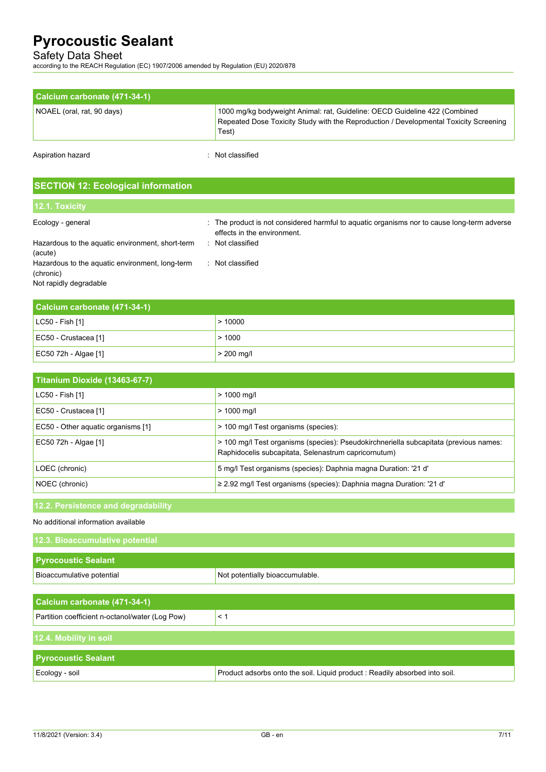| Calcium carbonate (471-34-1) | |
|---|---|
| NOAEL (oral, rat, 90 days) | 1000 mg/kg bodyweight Animal: rat, Guideline: OECD Guideline 422 (Combined Repeated Dose Toxicity Study with the Reproduction / Developmental Toxicity Screening Test) |

Aspiration hazard : Not classified

## SECTION 12: Ecological information

### 12.1. Toxicity

Ecology - general : The product is not considered harmful to aquatic organisms nor to cause long-term adverse effects in the environment.

Hazardous to the aquatic environment, short-term (acute) : Not classified

Hazardous to the aquatic environment, long-term (chronic) : Not classified

Not rapidly degradable

| Calcium carbonate (471-34-1) | |
|---|---|
| LC50 - Fish [1] | > 10000 |
| EC50 - Crustacea [1] | > 1000 |
| EC50 72h - Algae [1] | > 200 mg/l |

| Titanium Dioxide (13463-67-7) | |
|---|---|
| LC50 - Fish [1] | > 1000 mg/l |
| EC50 - Crustacea [1] | > 1000 mg/l |
| EC50 - Other aquatic organisms [1] | > 100 mg/l Test organisms (species): |
| EC50 72h - Algae [1] | > 100 mg/l Test organisms (species): Pseudokirchneriella subcapitata (previous names: Raphidocelis subcapitata, Selenastrum capricornutum) |
| LOEC (chronic) | 5 mg/l Test organisms (species): Daphnia magna Duration: '21 d' |
| NOEC (chronic) | ≥ 2.92 mg/l Test organisms (species): Daphnia magna Duration: '21 d' |

### 12.2. Persistence and degradability

No additional information available

### 12.3. Bioaccumulative potential

| Pyrocoustic Sealant | |
|---|---|
| Bioaccumulative potential | Not potentially bioaccumulable. |

| Calcium carbonate (471-34-1) | |
|---|---|
| Partition coefficient n-octanol/water (Log Pow) | < 1 |

### 12.4. Mobility in soil

| Pyrocoustic Sealant | |
|---|---|
| Ecology - soil | Product adsorbs onto the soil. Liquid product : Readily absorbed into soil. |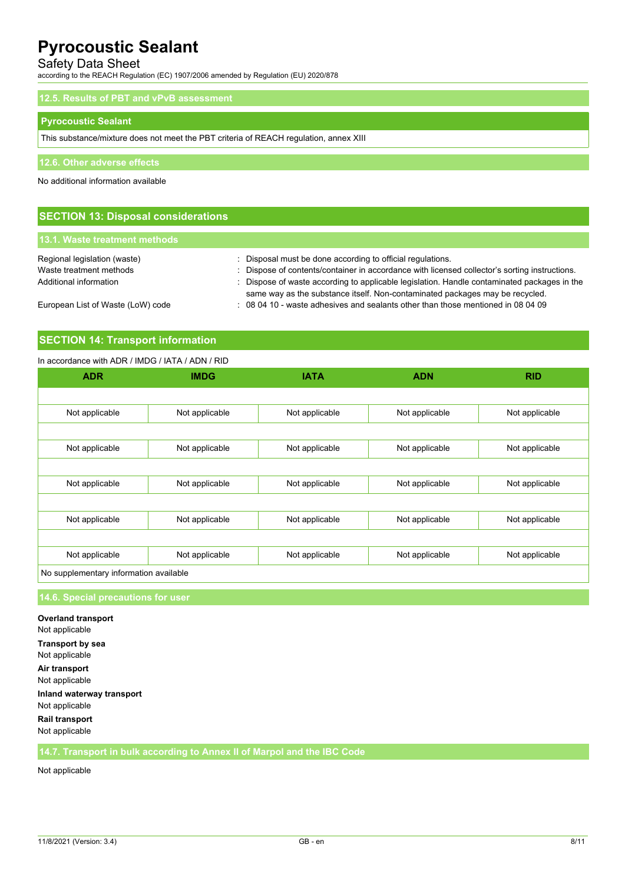### 12.5. Results of PBT and vPvB assessment

| Pyrocoustic Sealant |
|---|
| This substance/mixture does not meet the PBT criteria of REACH regulation, annex XIII |

### 12.6. Other adverse effects

No additional information available

## SECTION 13: Disposal considerations

### 13.1. Waste treatment methods

Regional legislation (waste) : Disposal must be done according to official regulations.

Waste treatment methods : Dispose of contents/container in accordance with licensed collector's sorting instructions.

Additional information : Dispose of waste according to applicable legislation. Handle contaminated packages in the same way as the substance itself. Non-contaminated packages may be recycled.

European List of Waste (LoW) code : 08 04 10 - waste adhesives and sealants other than those mentioned in 08 04 09

## SECTION 14: Transport information

In accordance with ADR / IMDG / IATA / ADN / RID

| ADR | IMDG | IATA | ADN | RID |
|---|---|---|---|---|
| | | | | |
| Not applicable | Not applicable | Not applicable | Not applicable | Not applicable |
| | | | | |
| Not applicable | Not applicable | Not applicable | Not applicable | Not applicable |
| | | | | |
| Not applicable | Not applicable | Not applicable | Not applicable | Not applicable |
| | | | | |
| Not applicable | Not applicable | Not applicable | Not applicable | Not applicable |
| | | | | |
| Not applicable | Not applicable | Not applicable | Not applicable | Not applicable |
| No supplementary information available | | | | |

### 14.6. Special precautions for user

**Overland transport**
Not applicable

**Transport by sea**
Not applicable

**Air transport**
Not applicable

**Inland waterway transport**
Not applicable

**Rail transport**
Not applicable

### 14.7. Transport in bulk according to Annex II of Marpol and the IBC Code

Not applicable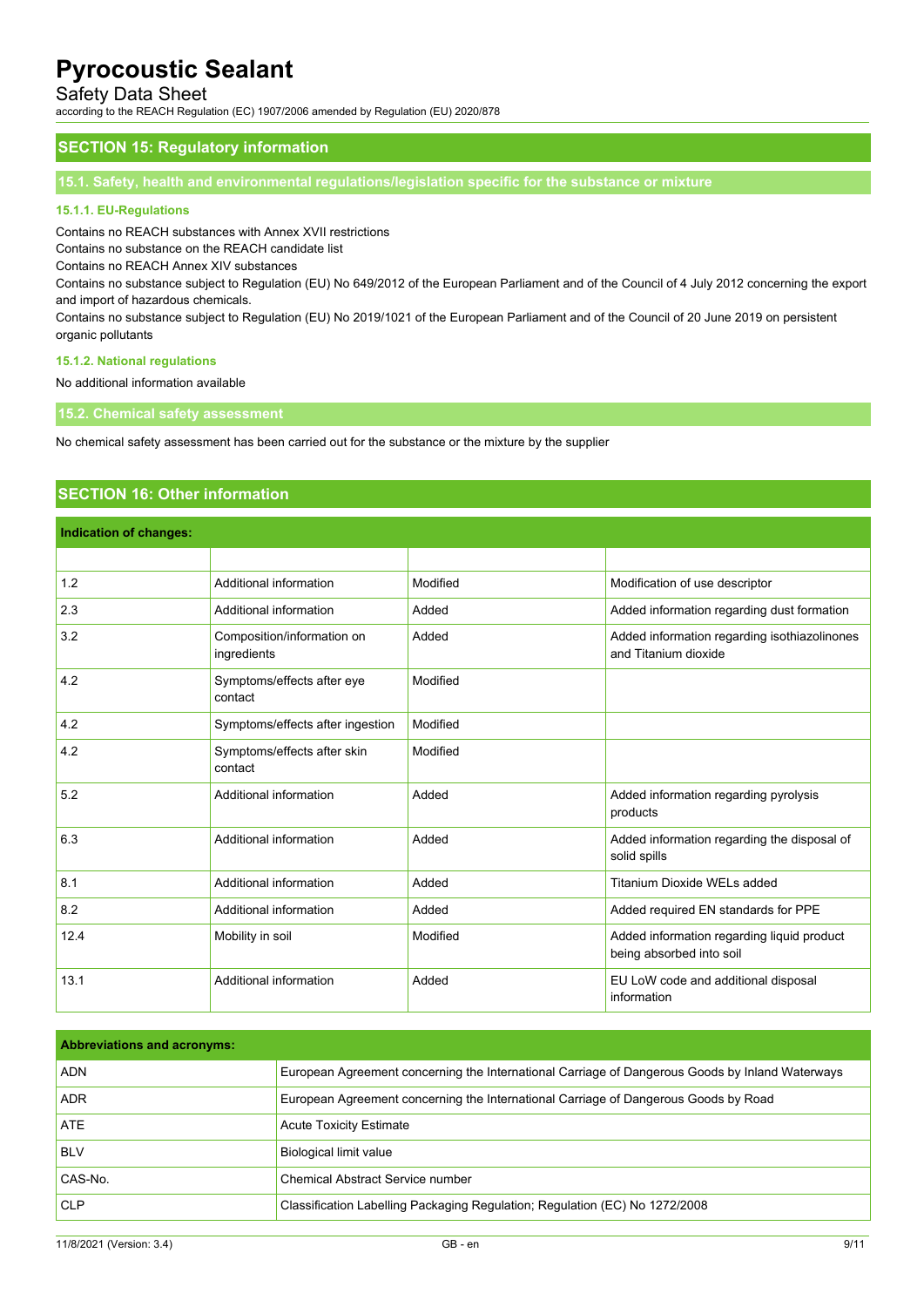## SECTION 15: Regulatory information

### 15.1. Safety, health and environmental regulations/legislation specific for the substance or mixture

#### 15.1.1. EU-Regulations

Contains no REACH substances with Annex XVII restrictions
Contains no substance on the REACH candidate list
Contains no REACH Annex XIV substances
Contains no substance subject to Regulation (EU) No 649/2012 of the European Parliament and of the Council of 4 July 2012 concerning the export and import of hazardous chemicals.
Contains no substance subject to Regulation (EU) No 2019/1021 of the European Parliament and of the Council of 20 June 2019 on persistent organic pollutants

#### 15.1.2. National regulations

No additional information available

### 15.2. Chemical safety assessment

No chemical safety assessment has been carried out for the substance or the mixture by the supplier

## SECTION 16: Other information

| Indication of changes: | | | |
|---|---|---|---|
| | | | |
| 1.2 | Additional information | Modified | Modification of use descriptor |
| 2.3 | Additional information | Added | Added information regarding dust formation |
| 3.2 | Composition/information on ingredients | Added | Added information regarding isothiazolinones and Titanium dioxide |
| 4.2 | Symptoms/effects after eye contact | Modified | |
| 4.2 | Symptoms/effects after ingestion | Modified | |
| 4.2 | Symptoms/effects after skin contact | Modified | |
| 5.2 | Additional information | Added | Added information regarding pyrolysis products |
| 6.3 | Additional information | Added | Added information regarding the disposal of solid spills |
| 8.1 | Additional information | Added | Titanium Dioxide WELs added |
| 8.2 | Additional information | Added | Added required EN standards for PPE |
| 12.4 | Mobility in soil | Modified | Added information regarding liquid product being absorbed into soil |
| 13.1 | Additional information | Added | EU LoW code and additional disposal information |

| Abbreviations and acronyms: | |
|---|---|
| ADN | European Agreement concerning the International Carriage of Dangerous Goods by Inland Waterways |
| ADR | European Agreement concerning the International Carriage of Dangerous Goods by Road |
| ATE | Acute Toxicity Estimate |
| BLV | Biological limit value |
| CAS-No. | Chemical Abstract Service number |
| CLP | Classification Labelling Packaging Regulation; Regulation (EC) No 1272/2008 |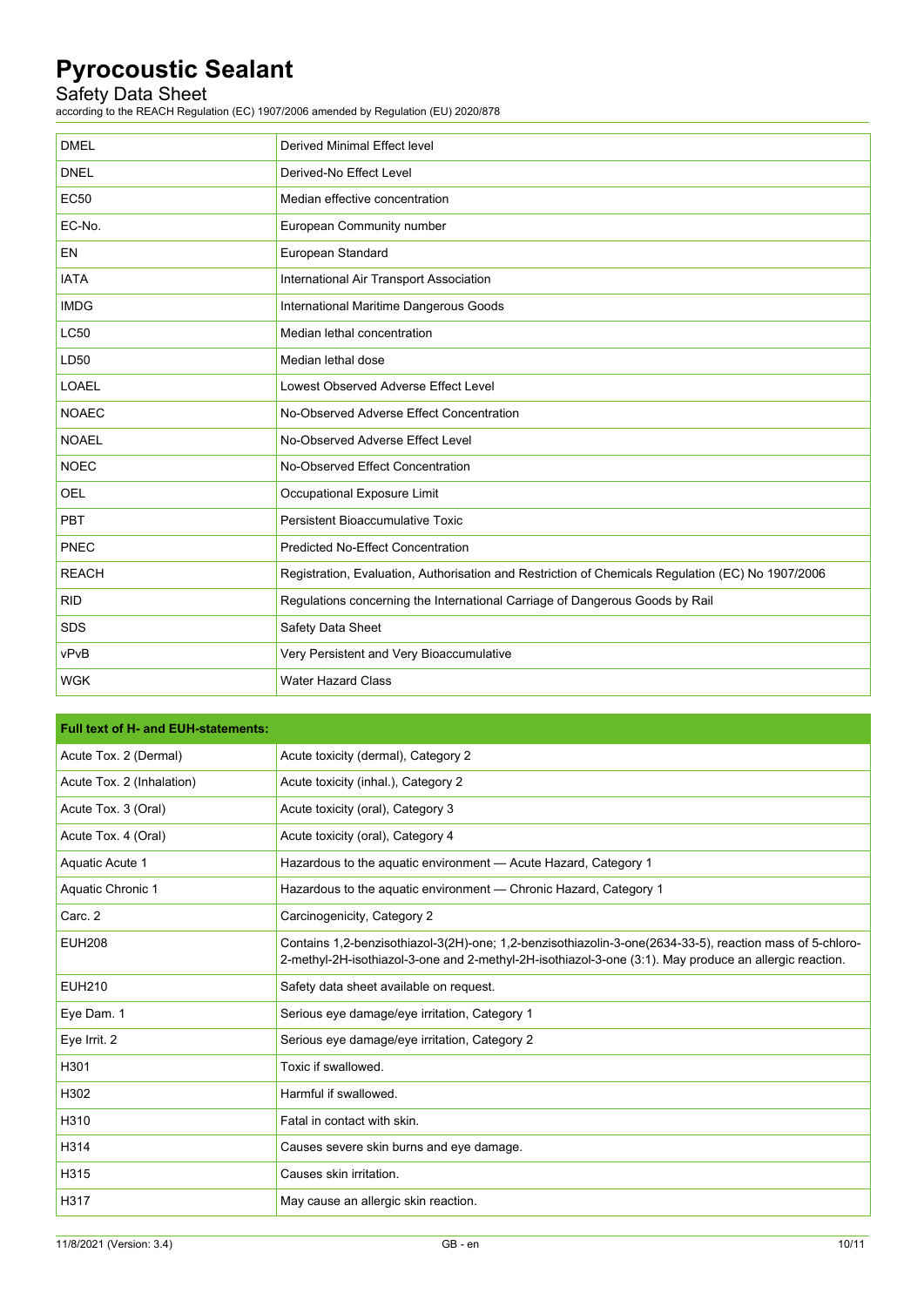| | |
|---|---|
| DMEL | Derived Minimal Effect level |
| DNEL | Derived-No Effect Level |
| EC50 | Median effective concentration |
| EC-No. | European Community number |
| EN | European Standard |
| IATA | International Air Transport Association |
| IMDG | International Maritime Dangerous Goods |
| LC50 | Median lethal concentration |
| LD50 | Median lethal dose |
| LOAEL | Lowest Observed Adverse Effect Level |
| NOAEC | No-Observed Adverse Effect Concentration |
| NOAEL | No-Observed Adverse Effect Level |
| NOEC | No-Observed Effect Concentration |
| OEL | Occupational Exposure Limit |
| PBT | Persistent Bioaccumulative Toxic |
| PNEC | Predicted No-Effect Concentration |
| REACH | Registration, Evaluation, Authorisation and Restriction of Chemicals Regulation (EC) No 1907/2006 |
| RID | Regulations concerning the International Carriage of Dangerous Goods by Rail |
| SDS | Safety Data Sheet |
| vPvB | Very Persistent and Very Bioaccumulative |
| WGK | Water Hazard Class |

| **Full text of H- and EUH-statements:** | |
|---|---|
| Acute Tox. 2 (Dermal) | Acute toxicity (dermal), Category 2 |
| Acute Tox. 2 (Inhalation) | Acute toxicity (inhal.), Category 2 |
| Acute Tox. 3 (Oral) | Acute toxicity (oral), Category 3 |
| Acute Tox. 4 (Oral) | Acute toxicity (oral), Category 4 |
| Aquatic Acute 1 | Hazardous to the aquatic environment — Acute Hazard, Category 1 |
| Aquatic Chronic 1 | Hazardous to the aquatic environment — Chronic Hazard, Category 1 |
| Carc. 2 | Carcinogenicity, Category 2 |
| EUH208 | Contains 1,2-benzisothiazol-3(2H)-one; 1,2-benzisothiazolin-3-one(2634-33-5), reaction mass of 5-chloro-2-methyl-2H-isothiazol-3-one and 2-methyl-2H-isothiazol-3-one (3:1). May produce an allergic reaction. |
| EUH210 | Safety data sheet available on request. |
| Eye Dam. 1 | Serious eye damage/eye irritation, Category 1 |
| Eye Irrit. 2 | Serious eye damage/eye irritation, Category 2 |
| H301 | Toxic if swallowed. |
| H302 | Harmful if swallowed. |
| H310 | Fatal in contact with skin. |
| H314 | Causes severe skin burns and eye damage. |
| H315 | Causes skin irritation. |
| H317 | May cause an allergic skin reaction. |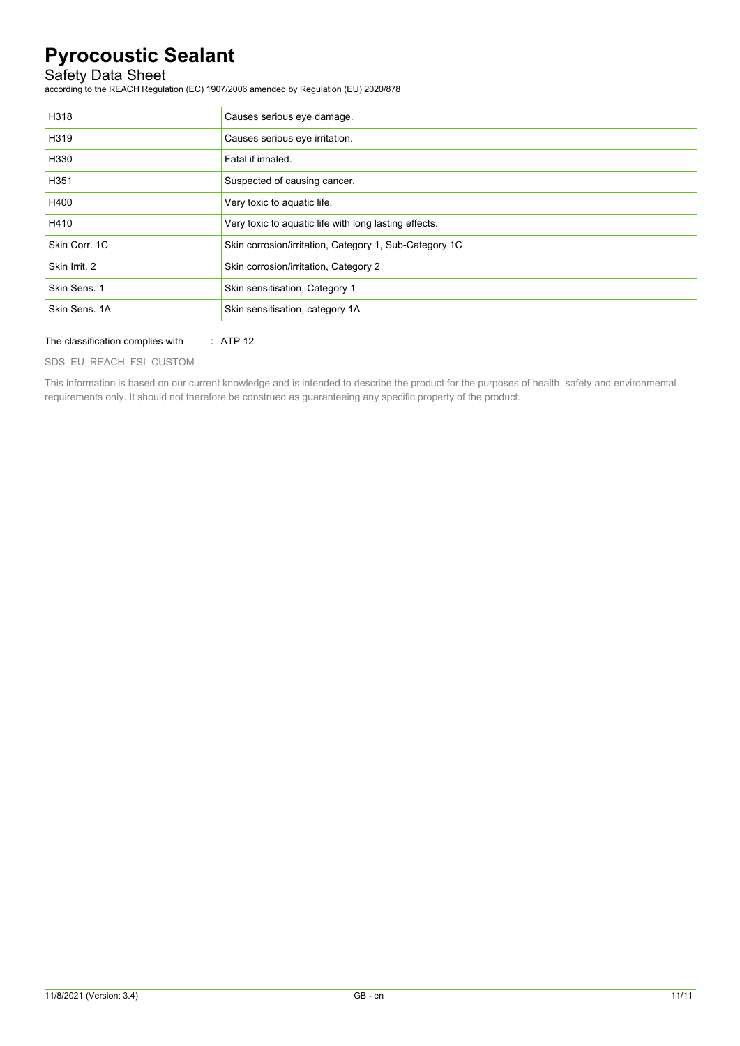| | |
|---|---|
| H318 | Causes serious eye damage. |
| H319 | Causes serious eye irritation. |
| H330 | Fatal if inhaled. |
| H351 | Suspected of causing cancer. |
| H400 | Very toxic to aquatic life. |
| H410 | Very toxic to aquatic life with long lasting effects. |
| Skin Corr. 1C | Skin corrosion/irritation, Category 1, Sub-Category 1C |
| Skin Irrit. 2 | Skin corrosion/irritation, Category 2 |
| Skin Sens. 1 | Skin sensitisation, Category 1 |
| Skin Sens. 1A | Skin sensitisation, category 1A |

The classification complies with : ATP 12

SDS_EU_REACH_FSI_CUSTOM

This information is based on our current knowledge and is intended to describe the product for the purposes of health, safety and environmental requirements only. It should not therefore be construed as guaranteeing any specific property of the product.